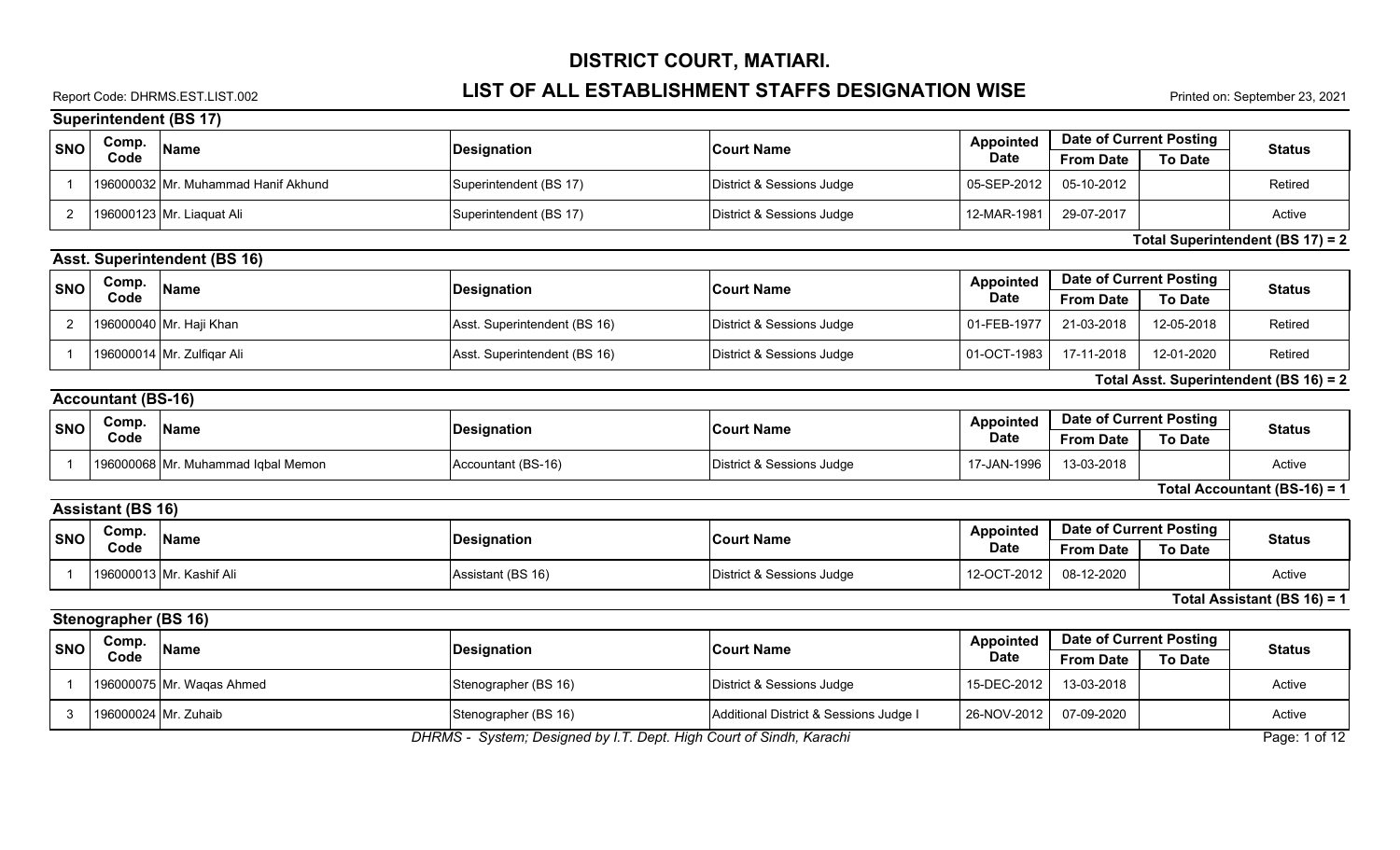# DISTRICT COURT, MATIARI.

## LIST OF ALL ESTABLISHMENT STAFFS DESIGNATION WISE

Report Code: DHRMS.EST.LIST.002

Printed on: September 23, 2021

### Superintendent (BS 17)

| SNO | Comp. Code | Name | Designation | Court Name | Appointed Date | Date of Current Posting | | Status |
|---|---|---|---|---|---|---|---|---|
| | | | | | | From Date | To Date | |
| 1 | 196000032 | Mr. Muhammad Hanif Akhund | Superintendent (BS 17) | District & Sessions Judge | 05-SEP-2012 | 05-10-2012 | | Retired |
| 2 | 196000123 | Mr. Liaquat Ali | Superintendent (BS 17) | District & Sessions Judge | 12-MAR-1981 | 29-07-2017 | | Active |

**Total Superintendent (BS 17) = 2**

### Asst. Superintendent (BS 16)

| SNO | Comp. Code | Name | Designation | Court Name | Appointed Date | Date of Current Posting | | Status |
|---|---|---|---|---|---|---|---|---|
| | | | | | | From Date | To Date | |
| 2 | 196000040 | Mr. Haji Khan | Asst. Superintendent (BS 16) | District & Sessions Judge | 01-FEB-1977 | 21-03-2018 | 12-05-2018 | Retired |
| 1 | 196000014 | Mr. Zulfiqar Ali | Asst. Superintendent (BS 16) | District & Sessions Judge | 01-OCT-1983 | 17-11-2018 | 12-01-2020 | Retired |

**Total Asst. Superintendent (BS 16) = 2**

### Accountant (BS-16)

| SNO | Comp. Code | Name | Designation | Court Name | Appointed Date | Date of Current Posting | | Status |
|---|---|---|---|---|---|---|---|---|
| | | | | | | From Date | To Date | |
| 1 | 196000068 | Mr. Muhammad Iqbal Memon | Accountant (BS-16) | District & Sessions Judge | 17-JAN-1996 | 13-03-2018 | | Active |

**Total Accountant (BS-16) = 1**

### Assistant (BS 16)

| SNO | Comp. Code | Name | Designation | Court Name | Appointed Date | Date of Current Posting | | Status |
|---|---|---|---|---|---|---|---|---|
| | | | | | | From Date | To Date | |
| 1 | 196000013 | Mr. Kashif Ali | Assistant (BS 16) | District & Sessions Judge | 12-OCT-2012 | 08-12-2020 | | Active |

**Total Assistant (BS 16) = 1**

### Stenographer (BS 16)

| SNO | Comp. Code | Name | Designation | Court Name | Appointed Date | Date of Current Posting | | Status |
|---|---|---|---|---|---|---|---|---|
| | | | | | | From Date | To Date | |
| 1 | 196000075 | Mr. Waqas Ahmed | Stenographer (BS 16) | District & Sessions Judge | 15-DEC-2012 | 13-03-2018 | | Active |
| 3 | 196000024 | Mr. Zuhaib | Stenographer (BS 16) | Additional District & Sessions Judge I | 26-NOV-2012 | 07-09-2020 | | Active |

*DHRMS - System; Designed by I.T. Dept. High Court of Sindh, Karachi*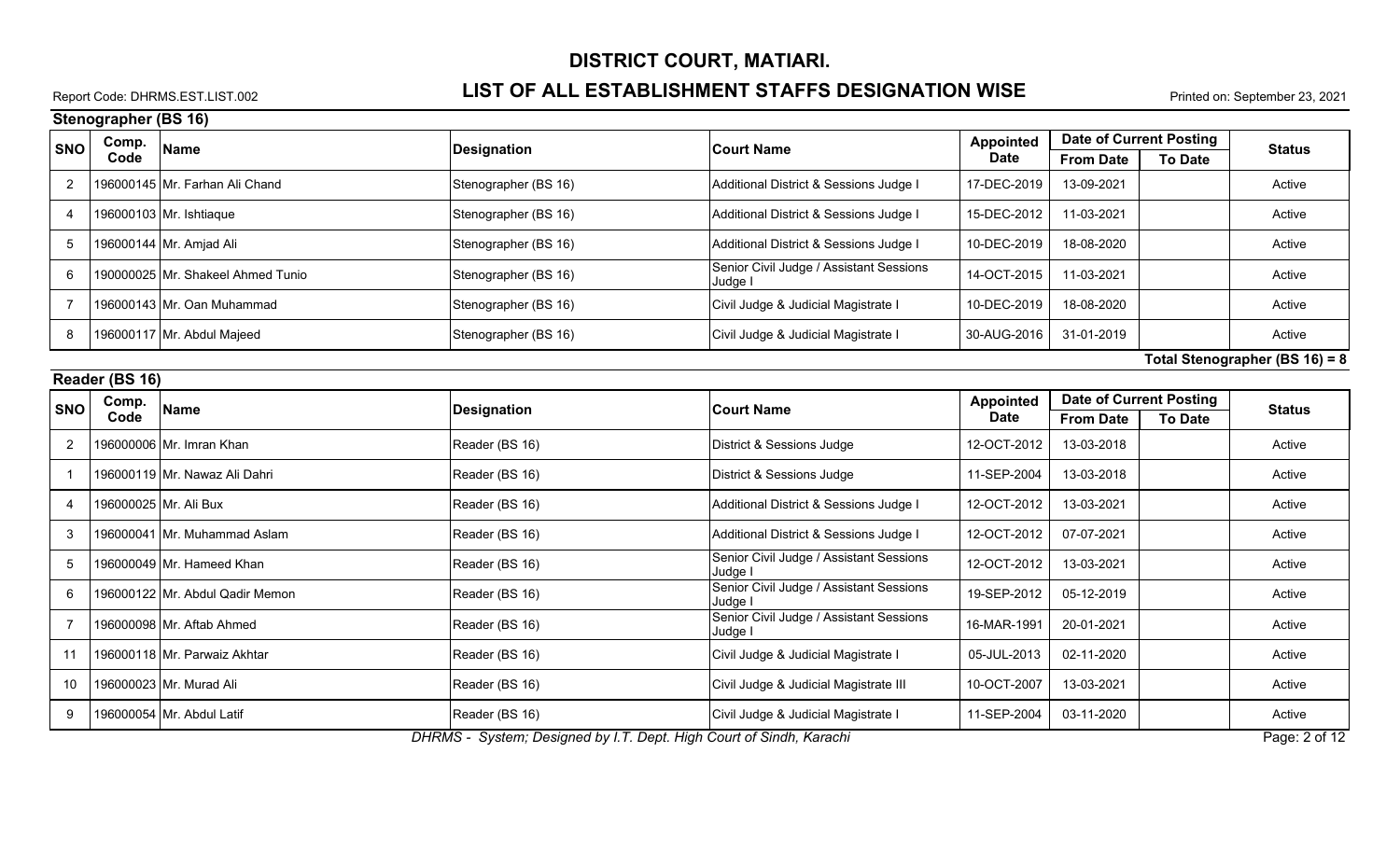# DISTRICT COURT, MATIARI.

## LIST OF ALL ESTABLISHMENT STAFFS DESIGNATION WISE

Report Code: DHRMS.EST.LIST.002

Printed on: September 23, 2021

### Stenographer (BS 16)

| SNO | Comp. Code | Name | Designation | Court Name | Appointed Date | Date of Current Posting | | Status |
|---|---|---|---|---|---|---|---|---|
| | | | | | | From Date | To Date | |
| 2 | 196000145 | Mr. Farhan Ali Chand | Stenographer (BS 16) | Additional District & Sessions Judge I | 17-DEC-2019 | 13-09-2021 | | Active |
| 4 | 196000103 | Mr. Ishtiaque | Stenographer (BS 16) | Additional District & Sessions Judge I | 15-DEC-2012 | 11-03-2021 | | Active |
| 5 | 196000144 | Mr. Amjad Ali | Stenographer (BS 16) | Additional District & Sessions Judge I | 10-DEC-2019 | 18-08-2020 | | Active |
| 6 | 190000025 | Mr. Shakeel Ahmed Tunio | Stenographer (BS 16) | Senior Civil Judge / Assistant Sessions Judge I | 14-OCT-2015 | 11-03-2021 | | Active |
| 7 | 196000143 | Mr. Oan Muhammad | Stenographer (BS 16) | Civil Judge & Judicial Magistrate I | 10-DEC-2019 | 18-08-2020 | | Active |
| 8 | 196000117 | Mr. Abdul Majeed | Stenographer (BS 16) | Civil Judge & Judicial Magistrate I | 30-AUG-2016 | 31-01-2019 | | Active |

**Total Stenographer (BS 16) = 8**

### Reader (BS 16)

| SNO | Comp. Code | Name | Designation | Court Name | Appointed Date | Date of Current Posting | | Status |
|---|---|---|---|---|---|---|---|---|
| | | | | | | From Date | To Date | |
| 2 | 196000006 | Mr. Imran Khan | Reader (BS 16) | District & Sessions Judge | 12-OCT-2012 | 13-03-2018 | | Active |
| 1 | 196000119 | Mr. Nawaz Ali Dahri | Reader (BS 16) | District & Sessions Judge | 11-SEP-2004 | 13-03-2018 | | Active |
| 4 | 196000025 | Mr. Ali Bux | Reader (BS 16) | Additional District & Sessions Judge I | 12-OCT-2012 | 13-03-2021 | | Active |
| 3 | 196000041 | Mr. Muhammad Aslam | Reader (BS 16) | Additional District & Sessions Judge I | 12-OCT-2012 | 07-07-2021 | | Active |
| 5 | 196000049 | Mr. Hameed Khan | Reader (BS 16) | Senior Civil Judge / Assistant Sessions Judge I | 12-OCT-2012 | 13-03-2021 | | Active |
| 6 | 196000122 | Mr. Abdul Qadir Memon | Reader (BS 16) | Senior Civil Judge / Assistant Sessions Judge I | 19-SEP-2012 | 05-12-2019 | | Active |
| 7 | 196000098 | Mr. Aftab Ahmed | Reader (BS 16) | Senior Civil Judge / Assistant Sessions Judge I | 16-MAR-1991 | 20-01-2021 | | Active |
| 11 | 196000118 | Mr. Parwaiz Akhtar | Reader (BS 16) | Civil Judge & Judicial Magistrate I | 05-JUL-2013 | 02-11-2020 | | Active |
| 10 | 196000023 | Mr. Murad Ali | Reader (BS 16) | Civil Judge & Judicial Magistrate III | 10-OCT-2007 | 13-03-2021 | | Active |
| 9 | 196000054 | Mr. Abdul Latif | Reader (BS 16) | Civil Judge & Judicial Magistrate I | 11-SEP-2004 | 03-11-2020 | | Active |

*DHRMS - System; Designed by I.T. Dept. High Court of Sindh, Karachi*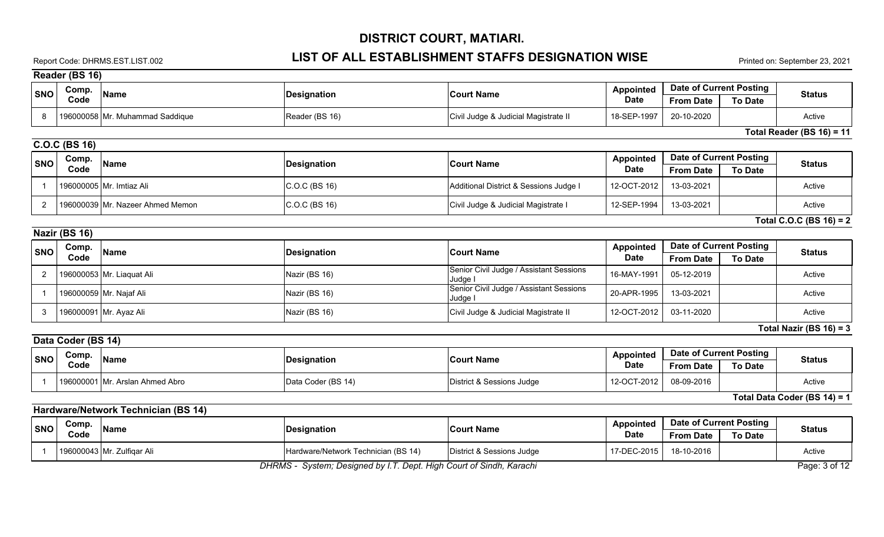# DISTRICT COURT, MATIARI.

## LIST OF ALL ESTABLISHMENT STAFFS DESIGNATION WISE

Report Code: DHRMS.EST.LIST.002

Printed on: September 23, 2021

### Reader (BS 16)

| SNO | Comp. Code | Name | Designation | Court Name | Appointed Date | Date of Current Posting | | Status |
|---|---|---|---|---|---|---|---|---|
| | | | | | | From Date | To Date | |
| 8 | 196000058 | Mr. Muhammad Saddique | Reader (BS 16) | Civil Judge & Judicial Magistrate II | 18-SEP-1997 | 20-10-2020 | | Active |

**Total Reader (BS 16) = 11**

### C.O.C (BS 16)

| SNO | Comp. Code | Name | Designation | Court Name | Appointed Date | Date of Current Posting | | Status |
|---|---|---|---|---|---|---|---|---|
| | | | | | | From Date | To Date | |
| 1 | 196000005 | Mr. Imtiaz Ali | C.O.C (BS 16) | Additional District & Sessions Judge I | 12-OCT-2012 | 13-03-2021 | | Active |
| 2 | 196000039 | Mr. Nazeer Ahmed Memon | C.O.C (BS 16) | Civil Judge & Judicial Magistrate I | 12-SEP-1994 | 13-03-2021 | | Active |

**Total C.O.C (BS 16) = 2**

### Nazir (BS 16)

| SNO | Comp. Code | Name | Designation | Court Name | Appointed Date | Date of Current Posting | | Status |
|---|---|---|---|---|---|---|---|---|
| | | | | | | From Date | To Date | |
| 2 | 196000053 | Mr. Liaquat Ali | Nazir (BS 16) | Senior Civil Judge / Assistant Sessions Judge I | 16-MAY-1991 | 05-12-2019 | | Active |
| 1 | 196000059 | Mr. Najaf Ali | Nazir (BS 16) | Senior Civil Judge / Assistant Sessions Judge I | 20-APR-1995 | 13-03-2021 | | Active |
| 3 | 196000091 | Mr. Ayaz Ali | Nazir (BS 16) | Civil Judge & Judicial Magistrate II | 12-OCT-2012 | 03-11-2020 | | Active |

**Total Nazir (BS 16) = 3**

### Data Coder (BS 14)

| SNO | Comp. Code | Name | Designation | Court Name | Appointed Date | Date of Current Posting | | Status |
|---|---|---|---|---|---|---|---|---|
| | | | | | | From Date | To Date | |
| 1 | 196000001 | Mr. Arslan Ahmed Abro | Data Coder (BS 14) | District & Sessions Judge | 12-OCT-2012 | 08-09-2016 | | Active |

**Total Data Coder (BS 14) = 1**

### Hardware/Network Technician (BS 14)

| SNO | Comp. Code | Name | Designation | Court Name | Appointed Date | Date of Current Posting | | Status |
|---|---|---|---|---|---|---|---|---|
| | | | | | | From Date | To Date | |
| 1 | 196000043 | Mr. Zulfiqar Ali | Hardware/Network Technician (BS 14) | District & Sessions Judge | 17-DEC-2015 | 18-10-2016 | | Active |

*DHRMS - System; Designed by I.T. Dept. High Court of Sindh, Karachi*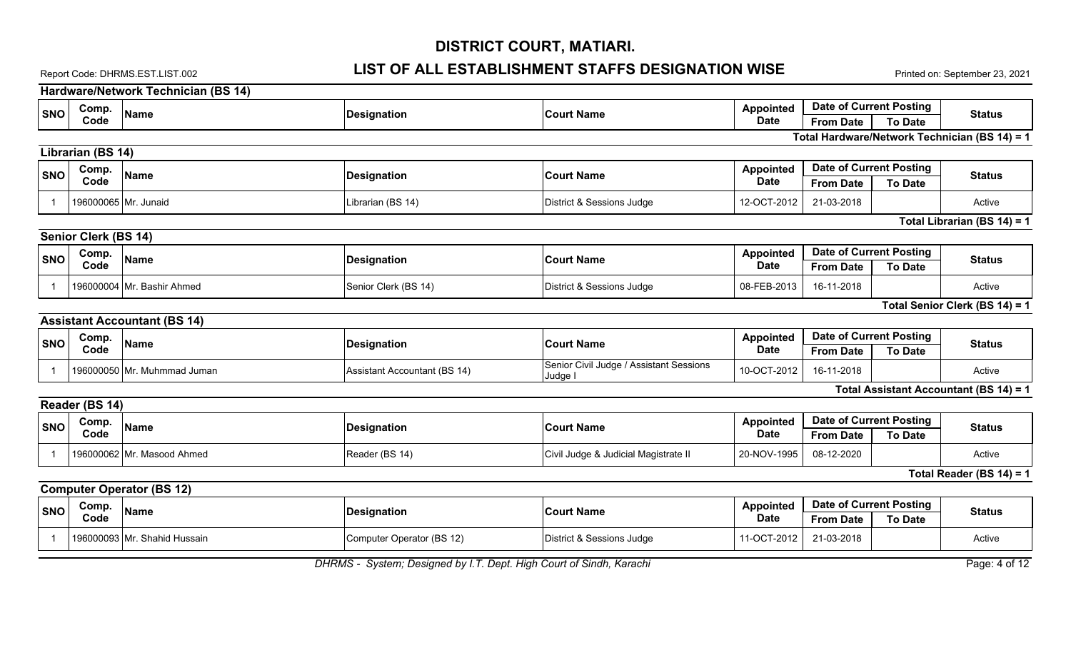# DISTRICT COURT, MATIARI.

## LIST OF ALL ESTABLISHMENT STAFFS DESIGNATION WISE

Report Code: DHRMS.EST.LIST.002

Printed on: September 23, 2021

### Hardware/Network Technician (BS 14)

| SNO | Comp. Code | Name | Designation | Court Name | Appointed Date | Date of Current Posting | | Status |
|---|---|---|---|---|---|---|---|---|
| | | | | | | From Date | To Date | |

**Total Hardware/Network Technician (BS 14) = 1**

### Librarian (BS 14)

| SNO | Comp. Code | Name | Designation | Court Name | Appointed Date | Date of Current Posting | | Status |
|---|---|---|---|---|---|---|---|---|
| | | | | | | From Date | To Date | |
| 1 | 196000065 | Mr. Junaid | Librarian (BS 14) | District & Sessions Judge | 12-OCT-2012 | 21-03-2018 | | Active |

**Total Librarian (BS 14) = 1**

### Senior Clerk (BS 14)

| SNO | Comp. Code | Name | Designation | Court Name | Appointed Date | Date of Current Posting | | Status |
|---|---|---|---|---|---|---|---|---|
| | | | | | | From Date | To Date | |
| 1 | 196000004 | Mr. Bashir Ahmed | Senior Clerk (BS 14) | District & Sessions Judge | 08-FEB-2013 | 16-11-2018 | | Active |

**Total Senior Clerk (BS 14) = 1**

### Assistant Accountant (BS 14)

| SNO | Comp. Code | Name | Designation | Court Name | Appointed Date | Date of Current Posting | | Status |
|---|---|---|---|---|---|---|---|---|
| | | | | | | From Date | To Date | |
| 1 | 196000050 | Mr. Muhmmad Juman | Assistant Accountant (BS 14) | Senior Civil Judge / Assistant Sessions Judge I | 10-OCT-2012 | 16-11-2018 | | Active |

**Total Assistant Accountant (BS 14) = 1**

### Reader (BS 14)

| SNO | Comp. Code | Name | Designation | Court Name | Appointed Date | Date of Current Posting | | Status |
|---|---|---|---|---|---|---|---|---|
| | | | | | | From Date | To Date | |
| 1 | 196000062 | Mr. Masood Ahmed | Reader (BS 14) | Civil Judge & Judicial Magistrate II | 20-NOV-1995 | 08-12-2020 | | Active |

**Total Reader (BS 14) = 1**

### Computer Operator (BS 12)

| SNO | Comp. Code | Name | Designation | Court Name | Appointed Date | Date of Current Posting | | Status |
|---|---|---|---|---|---|---|---|---|
| | | | | | | From Date | To Date | |
| 1 | 196000093 | Mr. Shahid Hussain | Computer Operator (BS 12) | District & Sessions Judge | 11-OCT-2012 | 21-03-2018 | | Active |

*DHRMS - System; Designed by I.T. Dept. High Court of Sindh, Karachi*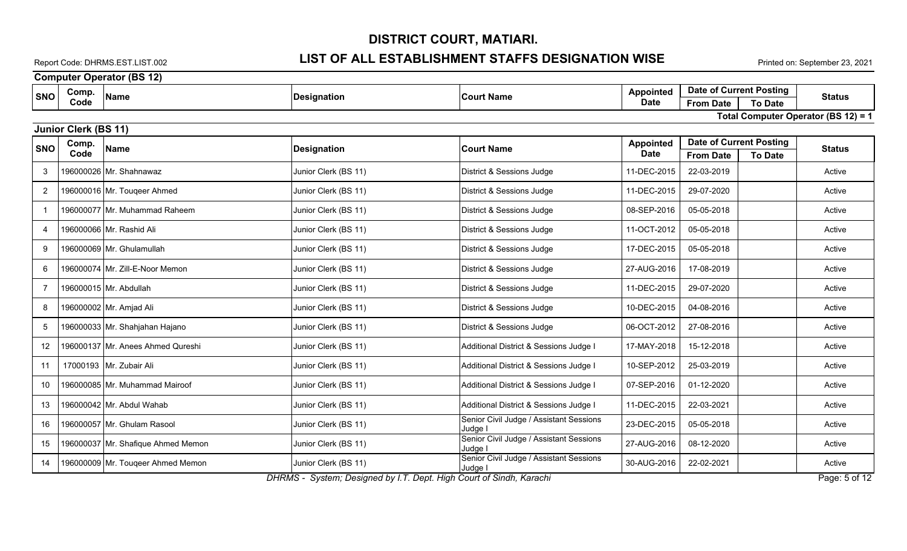# DISTRICT COURT, MATIARI.

## LIST OF ALL ESTABLISHMENT STAFFS DESIGNATION WISE

Report Code: DHRMS.EST.LIST.002

Printed on: September 23, 2021

### Computer Operator (BS 12)

| SNO | Comp. Code | Name | Designation | Court Name | Appointed Date | Date of Current Posting | | Status |
|---|---|---|---|---|---|---|---|---|
| | | | | | | From Date | To Date | |

**Total Computer Operator (BS 12) = 1**

### Junior Clerk (BS 11)

| SNO | Comp. Code | Name | Designation | Court Name | Appointed Date | Date of Current Posting | | Status |
|---|---|---|---|---|---|---|---|---|
| | | | | | | From Date | To Date | |
| 3 | 196000026 | Mr. Shahnawaz | Junior Clerk (BS 11) | District & Sessions Judge | 11-DEC-2015 | 22-03-2019 | | Active |
| 2 | 196000016 | Mr. Touqeer Ahmed | Junior Clerk (BS 11) | District & Sessions Judge | 11-DEC-2015 | 29-07-2020 | | Active |
| 1 | 196000077 | Mr. Muhammad Raheem | Junior Clerk (BS 11) | District & Sessions Judge | 08-SEP-2016 | 05-05-2018 | | Active |
| 4 | 196000066 | Mr. Rashid Ali | Junior Clerk (BS 11) | District & Sessions Judge | 11-OCT-2012 | 05-05-2018 | | Active |
| 9 | 196000069 | Mr. Ghulamullah | Junior Clerk (BS 11) | District & Sessions Judge | 17-DEC-2015 | 05-05-2018 | | Active |
| 6 | 196000074 | Mr. Zill-E-Noor Memon | Junior Clerk (BS 11) | District & Sessions Judge | 27-AUG-2016 | 17-08-2019 | | Active |
| 7 | 196000015 | Mr. Abdullah | Junior Clerk (BS 11) | District & Sessions Judge | 11-DEC-2015 | 29-07-2020 | | Active |
| 8 | 196000002 | Mr. Amjad Ali | Junior Clerk (BS 11) | District & Sessions Judge | 10-DEC-2015 | 04-08-2016 | | Active |
| 5 | 196000033 | Mr. Shahjahan Hajano | Junior Clerk (BS 11) | District & Sessions Judge | 06-OCT-2012 | 27-08-2016 | | Active |
| 12 | 196000137 | Mr. Anees Ahmed Qureshi | Junior Clerk (BS 11) | Additional District & Sessions Judge I | 17-MAY-2018 | 15-12-2018 | | Active |
| 11 | 17000193 | Mr. Zubair Ali | Junior Clerk (BS 11) | Additional District & Sessions Judge I | 10-SEP-2012 | 25-03-2019 | | Active |
| 10 | 196000085 | Mr. Muhammad Mairoof | Junior Clerk (BS 11) | Additional District & Sessions Judge I | 07-SEP-2016 | 01-12-2020 | | Active |
| 13 | 196000042 | Mr. Abdul Wahab | Junior Clerk (BS 11) | Additional District & Sessions Judge I | 11-DEC-2015 | 22-03-2021 | | Active |
| 16 | 196000057 | Mr. Ghulam Rasool | Junior Clerk (BS 11) | Senior Civil Judge / Assistant Sessions Judge I | 23-DEC-2015 | 05-05-2018 | | Active |
| 15 | 196000037 | Mr. Shafique Ahmed Memon | Junior Clerk (BS 11) | Senior Civil Judge / Assistant Sessions Judge I | 27-AUG-2016 | 08-12-2020 | | Active |
| 14 | 196000009 | Mr. Touqeer Ahmed Memon | Junior Clerk (BS 11) | Senior Civil Judge / Assistant Sessions Judge I | 30-AUG-2016 | 22-02-2021 | | Active |

*DHRMS - System; Designed by I.T. Dept. High Court of Sindh, Karachi*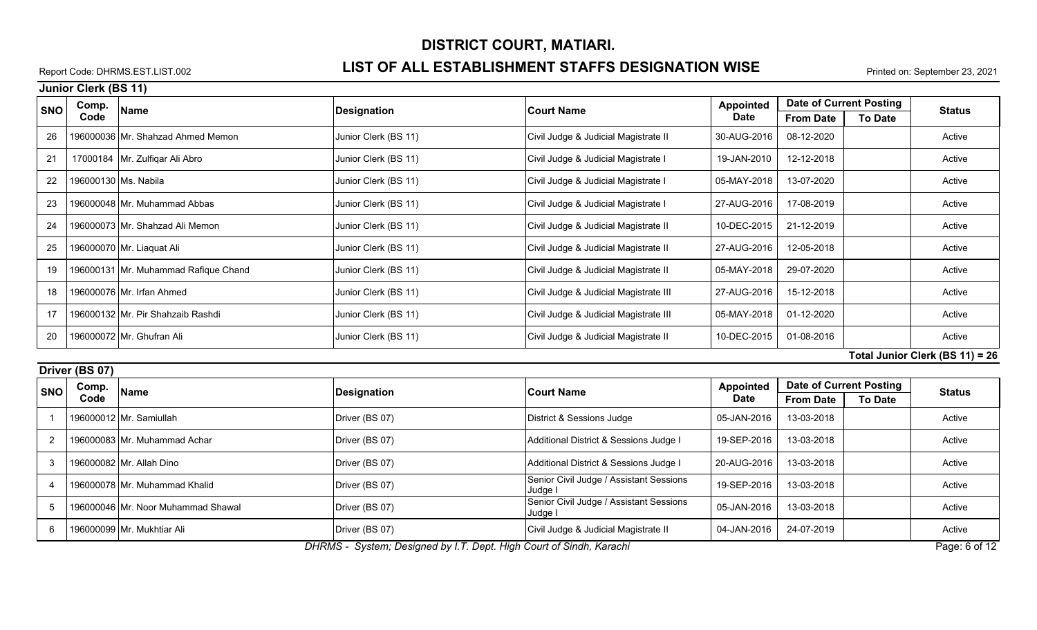# DISTRICT COURT, MATIARI.

## LIST OF ALL ESTABLISHMENT STAFFS DESIGNATION WISE

Report Code: DHRMS.EST.LIST.002

Printed on: September 23, 2021

### Junior Clerk (BS 11)

| SNO | Comp. Code | Name | Designation | Court Name | Appointed Date | Date of Current Posting | | Status |
|---|---|---|---|---|---|---|---|---|
| | | | | | | From Date | To Date | |
| 26 | 196000036 | Mr. Shahzad Ahmed Memon | Junior Clerk (BS 11) | Civil Judge & Judicial Magistrate II | 30-AUG-2016 | 08-12-2020 | | Active |
| 21 | 17000184 | Mr. Zulfiqar Ali Abro | Junior Clerk (BS 11) | Civil Judge & Judicial Magistrate I | 19-JAN-2010 | 12-12-2018 | | Active |
| 22 | 196000130 | Ms. Nabila | Junior Clerk (BS 11) | Civil Judge & Judicial Magistrate I | 05-MAY-2018 | 13-07-2020 | | Active |
| 23 | 196000048 | Mr. Muhammad Abbas | Junior Clerk (BS 11) | Civil Judge & Judicial Magistrate I | 27-AUG-2016 | 17-08-2019 | | Active |
| 24 | 196000073 | Mr. Shahzad Ali Memon | Junior Clerk (BS 11) | Civil Judge & Judicial Magistrate II | 10-DEC-2015 | 21-12-2019 | | Active |
| 25 | 196000070 | Mr. Liaquat Ali | Junior Clerk (BS 11) | Civil Judge & Judicial Magistrate II | 27-AUG-2016 | 12-05-2018 | | Active |
| 19 | 196000131 | Mr. Muhammad Rafique Chand | Junior Clerk (BS 11) | Civil Judge & Judicial Magistrate II | 05-MAY-2018 | 29-07-2020 | | Active |
| 18 | 196000076 | Mr. Irfan Ahmed | Junior Clerk (BS 11) | Civil Judge & Judicial Magistrate III | 27-AUG-2016 | 15-12-2018 | | Active |
| 17 | 196000132 | Mr. Pir Shahzaib Rashdi | Junior Clerk (BS 11) | Civil Judge & Judicial Magistrate III | 05-MAY-2018 | 01-12-2020 | | Active |
| 20 | 196000072 | Mr. Ghufran Ali | Junior Clerk (BS 11) | Civil Judge & Judicial Magistrate II | 10-DEC-2015 | 01-08-2016 | | Active |

**Total Junior Clerk (BS 11) = 26**

### Driver (BS 07)

| SNO | Comp. Code | Name | Designation | Court Name | Appointed Date | Date of Current Posting | | Status |
|---|---|---|---|---|---|---|---|---|
| | | | | | | From Date | To Date | |
| 1 | 196000012 | Mr. Samiullah | Driver (BS 07) | District & Sessions Judge | 05-JAN-2016 | 13-03-2018 | | Active |
| 2 | 196000083 | Mr. Muhammad Achar | Driver (BS 07) | Additional District & Sessions Judge I | 19-SEP-2016 | 13-03-2018 | | Active |
| 3 | 196000082 | Mr. Allah Dino | Driver (BS 07) | Additional District & Sessions Judge I | 20-AUG-2016 | 13-03-2018 | | Active |
| 4 | 196000078 | Mr. Muhammad Khalid | Driver (BS 07) | Senior Civil Judge / Assistant Sessions Judge I | 19-SEP-2016 | 13-03-2018 | | Active |
| 5 | 196000046 | Mr. Noor Muhammad Shawal | Driver (BS 07) | Senior Civil Judge / Assistant Sessions Judge I | 05-JAN-2016 | 13-03-2018 | | Active |
| 6 | 196000099 | Mr. Mukhtiar Ali | Driver (BS 07) | Civil Judge & Judicial Magistrate II | 04-JAN-2016 | 24-07-2019 | | Active |

*DHRMS - System; Designed by I.T. Dept. High Court of Sindh, Karachi*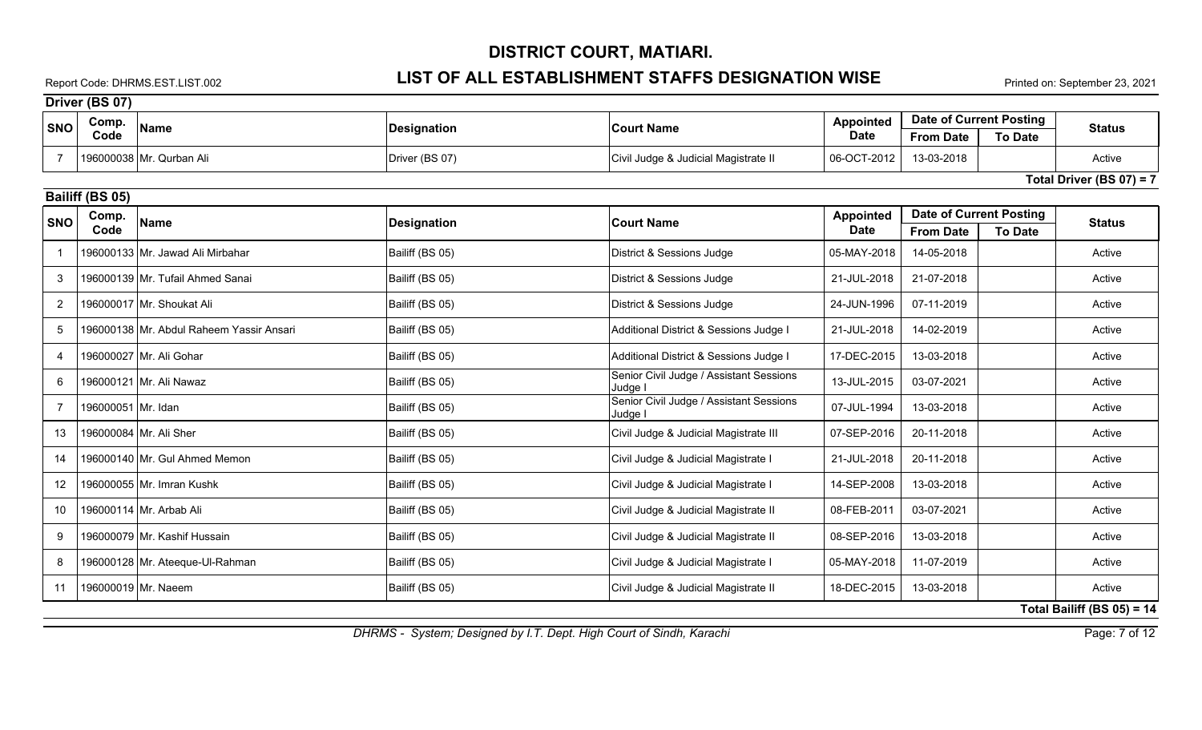# DISTRICT COURT, MATIARI.

## LIST OF ALL ESTABLISHMENT STAFFS DESIGNATION WISE

Report Code: DHRMS.EST.LIST.002

Printed on: September 23, 2021

### Driver (BS 07)

| SNO | Comp. Code | Name | Designation | Court Name | Appointed Date | Date of Current Posting | | Status |
|---|---|---|---|---|---|---|---|---|
| | | | | | | From Date | To Date | |
| 7 | 196000038 | Mr. Qurban Ali | Driver (BS 07) | Civil Judge & Judicial Magistrate II | 06-OCT-2012 | 13-03-2018 | | Active |

**Total Driver (BS 07) = 7**

### Bailiff (BS 05)

| SNO | Comp. Code | Name | Designation | Court Name | Appointed Date | Date of Current Posting | | Status |
|---|---|---|---|---|---|---|---|---|
| | | | | | | From Date | To Date | |
| 1 | 196000133 | Mr. Jawad Ali Mirbahar | Bailiff (BS 05) | District & Sessions Judge | 05-MAY-2018 | 14-05-2018 | | Active |
| 3 | 196000139 | Mr. Tufail Ahmed Sanai | Bailiff (BS 05) | District & Sessions Judge | 21-JUL-2018 | 21-07-2018 | | Active |
| 2 | 196000017 | Mr. Shoukat Ali | Bailiff (BS 05) | District & Sessions Judge | 24-JUN-1996 | 07-11-2019 | | Active |
| 5 | 196000138 | Mr. Abdul Raheem Yassir Ansari | Bailiff (BS 05) | Additional District & Sessions Judge I | 21-JUL-2018 | 14-02-2019 | | Active |
| 4 | 196000027 | Mr. Ali Gohar | Bailiff (BS 05) | Additional District & Sessions Judge I | 17-DEC-2015 | 13-03-2018 | | Active |
| 6 | 196000121 | Mr. Ali Nawaz | Bailiff (BS 05) | Senior Civil Judge / Assistant Sessions Judge I | 13-JUL-2015 | 03-07-2021 | | Active |
| 7 | 196000051 | Mr. Idan | Bailiff (BS 05) | Senior Civil Judge / Assistant Sessions Judge I | 07-JUL-1994 | 13-03-2018 | | Active |
| 13 | 196000084 | Mr. Ali Sher | Bailiff (BS 05) | Civil Judge & Judicial Magistrate III | 07-SEP-2016 | 20-11-2018 | | Active |
| 14 | 196000140 | Mr. Gul Ahmed Memon | Bailiff (BS 05) | Civil Judge & Judicial Magistrate I | 21-JUL-2018 | 20-11-2018 | | Active |
| 12 | 196000055 | Mr. Imran Kushk | Bailiff (BS 05) | Civil Judge & Judicial Magistrate I | 14-SEP-2008 | 13-03-2018 | | Active |
| 10 | 196000114 | Mr. Arbab Ali | Bailiff (BS 05) | Civil Judge & Judicial Magistrate II | 08-FEB-2011 | 03-07-2021 | | Active |
| 9 | 196000079 | Mr. Kashif Hussain | Bailiff (BS 05) | Civil Judge & Judicial Magistrate II | 08-SEP-2016 | 13-03-2018 | | Active |
| 8 | 196000128 | Mr. Ateeque-Ul-Rahman | Bailiff (BS 05) | Civil Judge & Judicial Magistrate I | 05-MAY-2018 | 11-07-2019 | | Active |
| 11 | 196000019 | Mr. Naeem | Bailiff (BS 05) | Civil Judge & Judicial Magistrate II | 18-DEC-2015 | 13-03-2018 | | Active |

**Total Bailiff (BS 05) = 14**

*DHRMS - System; Designed by I.T. Dept. High Court of Sindh, Karachi*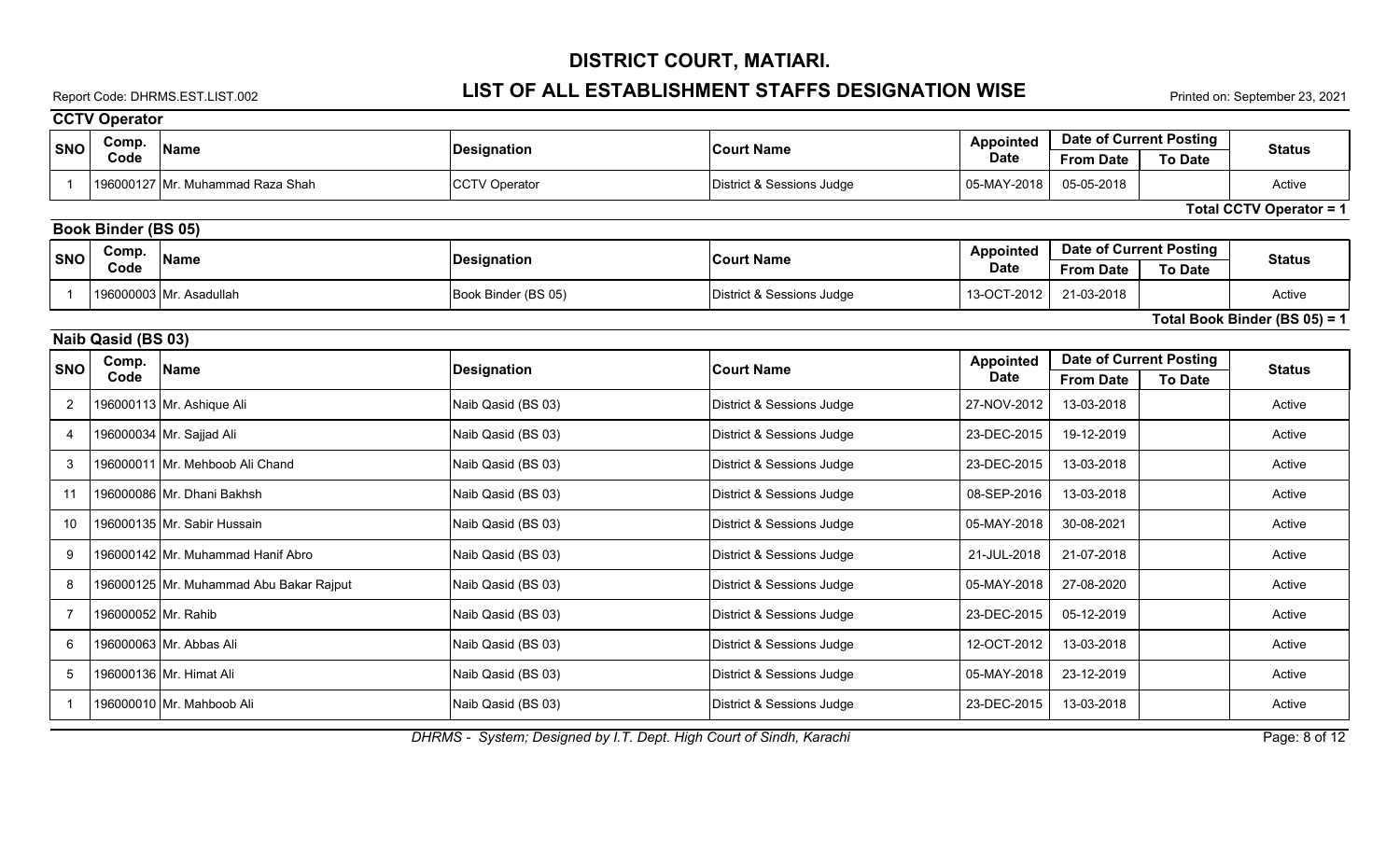# DISTRICT COURT, MATIARI.

## LIST OF ALL ESTABLISHMENT STAFFS DESIGNATION WISE

Report Code: DHRMS.EST.LIST.002

Printed on: September 23, 2021

### CCTV Operator

| SNO | Comp. Code | Name | Designation | Court Name | Appointed Date | Date of Current Posting | | Status |
|---|---|---|---|---|---|---|---|---|
| | | | | | | From Date | To Date | |
| 1 | 196000127 | Mr. Muhammad Raza Shah | CCTV Operator | District & Sessions Judge | 05-MAY-2018 | 05-05-2018 | | Active |

**Total CCTV Operator = 1**

### Book Binder (BS 05)

| SNO | Comp. Code | Name | Designation | Court Name | Appointed Date | Date of Current Posting | | Status |
|---|---|---|---|---|---|---|---|---|
| | | | | | | From Date | To Date | |
| 1 | 196000003 | Mr. Asadullah | Book Binder (BS 05) | District & Sessions Judge | 13-OCT-2012 | 21-03-2018 | | Active |

**Total Book Binder (BS 05) = 1**

### Naib Qasid (BS 03)

| SNO | Comp. Code | Name | Designation | Court Name | Appointed Date | Date of Current Posting | | Status |
|---|---|---|---|---|---|---|---|---|
| | | | | | | From Date | To Date | |
| 2 | 196000113 | Mr. Ashique Ali | Naib Qasid (BS 03) | District & Sessions Judge | 27-NOV-2012 | 13-03-2018 | | Active |
| 4 | 196000034 | Mr. Sajjad Ali | Naib Qasid (BS 03) | District & Sessions Judge | 23-DEC-2015 | 19-12-2019 | | Active |
| 3 | 196000011 | Mr. Mehboob Ali Chand | Naib Qasid (BS 03) | District & Sessions Judge | 23-DEC-2015 | 13-03-2018 | | Active |
| 11 | 196000086 | Mr. Dhani Bakhsh | Naib Qasid (BS 03) | District & Sessions Judge | 08-SEP-2016 | 13-03-2018 | | Active |
| 10 | 196000135 | Mr. Sabir Hussain | Naib Qasid (BS 03) | District & Sessions Judge | 05-MAY-2018 | 30-08-2021 | | Active |
| 9 | 196000142 | Mr. Muhammad Hanif Abro | Naib Qasid (BS 03) | District & Sessions Judge | 21-JUL-2018 | 21-07-2018 | | Active |
| 8 | 196000125 | Mr. Muhammad Abu Bakar Rajput | Naib Qasid (BS 03) | District & Sessions Judge | 05-MAY-2018 | 27-08-2020 | | Active |
| 7 | 196000052 | Mr. Rahib | Naib Qasid (BS 03) | District & Sessions Judge | 23-DEC-2015 | 05-12-2019 | | Active |
| 6 | 196000063 | Mr. Abbas Ali | Naib Qasid (BS 03) | District & Sessions Judge | 12-OCT-2012 | 13-03-2018 | | Active |
| 5 | 196000136 | Mr. Himat Ali | Naib Qasid (BS 03) | District & Sessions Judge | 05-MAY-2018 | 23-12-2019 | | Active |
| 1 | 196000010 | Mr. Mahboob Ali | Naib Qasid (BS 03) | District & Sessions Judge | 23-DEC-2015 | 13-03-2018 | | Active |

*DHRMS - System; Designed by I.T. Dept. High Court of Sindh, Karachi*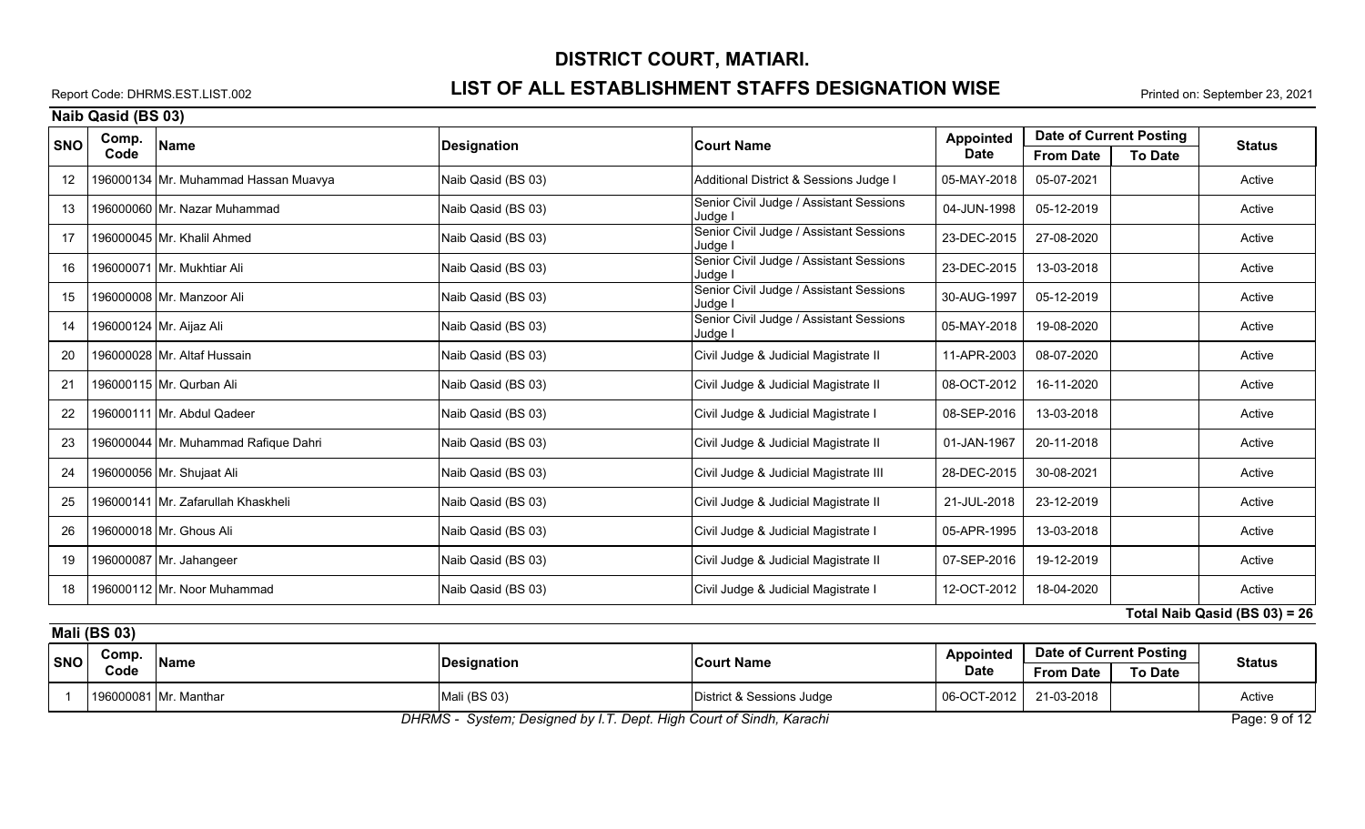# DISTRICT COURT, MATIARI.

## LIST OF ALL ESTABLISHMENT STAFFS DESIGNATION WISE

Report Code: DHRMS.EST.LIST.002

Printed on: September 23, 2021

### Naib Qasid (BS 03)

| SNO | Comp. Code | Name | Designation | Court Name | Appointed Date | Date of Current Posting | | Status |
|---|---|---|---|---|---|---|---|---|
| | | | | | | From Date | To Date | |
| 12 | 196000134 | Mr. Muhammad Hassan Muavya | Naib Qasid (BS 03) | Additional District & Sessions Judge I | 05-MAY-2018 | 05-07-2021 | | Active |
| 13 | 196000060 | Mr. Nazar Muhammad | Naib Qasid (BS 03) | Senior Civil Judge / Assistant Sessions Judge I | 04-JUN-1998 | 05-12-2019 | | Active |
| 17 | 196000045 | Mr. Khalil Ahmed | Naib Qasid (BS 03) | Senior Civil Judge / Assistant Sessions Judge I | 23-DEC-2015 | 27-08-2020 | | Active |
| 16 | 196000071 | Mr. Mukhtiar Ali | Naib Qasid (BS 03) | Senior Civil Judge / Assistant Sessions Judge I | 23-DEC-2015 | 13-03-2018 | | Active |
| 15 | 196000008 | Mr. Manzoor Ali | Naib Qasid (BS 03) | Senior Civil Judge / Assistant Sessions Judge I | 30-AUG-1997 | 05-12-2019 | | Active |
| 14 | 196000124 | Mr. Aijaz Ali | Naib Qasid (BS 03) | Senior Civil Judge / Assistant Sessions Judge I | 05-MAY-2018 | 19-08-2020 | | Active |
| 20 | 196000028 | Mr. Altaf Hussain | Naib Qasid (BS 03) | Civil Judge & Judicial Magistrate II | 11-APR-2003 | 08-07-2020 | | Active |
| 21 | 196000115 | Mr. Qurban Ali | Naib Qasid (BS 03) | Civil Judge & Judicial Magistrate II | 08-OCT-2012 | 16-11-2020 | | Active |
| 22 | 196000111 | Mr. Abdul Qadeer | Naib Qasid (BS 03) | Civil Judge & Judicial Magistrate I | 08-SEP-2016 | 13-03-2018 | | Active |
| 23 | 196000044 | Mr. Muhammad Rafique Dahri | Naib Qasid (BS 03) | Civil Judge & Judicial Magistrate II | 01-JAN-1967 | 20-11-2018 | | Active |
| 24 | 196000056 | Mr. Shujaat Ali | Naib Qasid (BS 03) | Civil Judge & Judicial Magistrate III | 28-DEC-2015 | 30-08-2021 | | Active |
| 25 | 196000141 | Mr. Zafarullah Khaskheli | Naib Qasid (BS 03) | Civil Judge & Judicial Magistrate II | 21-JUL-2018 | 23-12-2019 | | Active |
| 26 | 196000018 | Mr. Ghous Ali | Naib Qasid (BS 03) | Civil Judge & Judicial Magistrate I | 05-APR-1995 | 13-03-2018 | | Active |
| 19 | 196000087 | Mr. Jahangeer | Naib Qasid (BS 03) | Civil Judge & Judicial Magistrate II | 07-SEP-2016 | 19-12-2019 | | Active |
| 18 | 196000112 | Mr. Noor Muhammad | Naib Qasid (BS 03) | Civil Judge & Judicial Magistrate I | 12-OCT-2012 | 18-04-2020 | | Active |

**Total Naib Qasid (BS 03) = 26**

### Mali (BS 03)

| SNO | Comp. Code | Name | Designation | Court Name | Appointed Date | Date of Current Posting | | Status |
|---|---|---|---|---|---|---|---|---|
| | | | | | | From Date | To Date | |
| 1 | 196000081 | Mr. Manthar | Mali (BS 03) | District & Sessions Judge | 06-OCT-2012 | 21-03-2018 | | Active |

*DHRMS - System; Designed by I.T. Dept. High Court of Sindh, Karachi*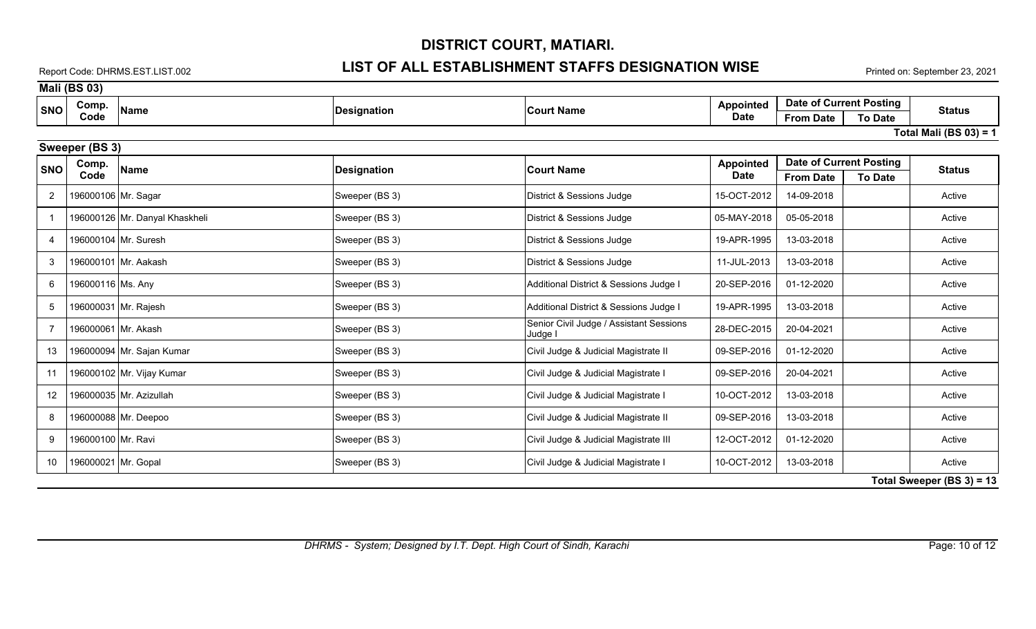# DISTRICT COURT, MATIARI.

## LIST OF ALL ESTABLISHMENT STAFFS DESIGNATION WISE

Report Code: DHRMS.EST.LIST.002

Printed on: September 23, 2021

### Mali (BS 03)

| SNO | Comp. Code | Name | Designation | Court Name | Appointed Date | Date of Current Posting | | Status |
|---|---|---|---|---|---|---|---|---|
| | | | | | | From Date | To Date | |

**Total Mali (BS 03) = 1**

### Sweeper (BS 3)

| SNO | Comp. Code | Name | Designation | Court Name | Appointed Date | Date of Current Posting | | Status |
|---|---|---|---|---|---|---|---|---|
| | | | | | | From Date | To Date | |
| 2 | 196000106 | Mr. Sagar | Sweeper (BS 3) | District & Sessions Judge | 15-OCT-2012 | 14-09-2018 | | Active |
| 1 | 196000126 | Mr. Danyal Khaskheli | Sweeper (BS 3) | District & Sessions Judge | 05-MAY-2018 | 05-05-2018 | | Active |
| 4 | 196000104 | Mr. Suresh | Sweeper (BS 3) | District & Sessions Judge | 19-APR-1995 | 13-03-2018 | | Active |
| 3 | 196000101 | Mr. Aakash | Sweeper (BS 3) | District & Sessions Judge | 11-JUL-2013 | 13-03-2018 | | Active |
| 6 | 196000116 | Ms. Any | Sweeper (BS 3) | Additional District & Sessions Judge I | 20-SEP-2016 | 01-12-2020 | | Active |
| 5 | 196000031 | Mr. Rajesh | Sweeper (BS 3) | Additional District & Sessions Judge I | 19-APR-1995 | 13-03-2018 | | Active |
| 7 | 196000061 | Mr. Akash | Sweeper (BS 3) | Senior Civil Judge / Assistant Sessions Judge I | 28-DEC-2015 | 20-04-2021 | | Active |
| 13 | 196000094 | Mr. Sajan Kumar | Sweeper (BS 3) | Civil Judge & Judicial Magistrate II | 09-SEP-2016 | 01-12-2020 | | Active |
| 11 | 196000102 | Mr. Vijay Kumar | Sweeper (BS 3) | Civil Judge & Judicial Magistrate I | 09-SEP-2016 | 20-04-2021 | | Active |
| 12 | 196000035 | Mr. Azizullah | Sweeper (BS 3) | Civil Judge & Judicial Magistrate I | 10-OCT-2012 | 13-03-2018 | | Active |
| 8 | 196000088 | Mr. Deepoo | Sweeper (BS 3) | Civil Judge & Judicial Magistrate II | 09-SEP-2016 | 13-03-2018 | | Active |
| 9 | 196000100 | Mr. Ravi | Sweeper (BS 3) | Civil Judge & Judicial Magistrate III | 12-OCT-2012 | 01-12-2020 | | Active |
| 10 | 196000021 | Mr. Gopal | Sweeper (BS 3) | Civil Judge & Judicial Magistrate I | 10-OCT-2012 | 13-03-2018 | | Active |

**Total Sweeper (BS 3) = 13**

*DHRMS - System; Designed by I.T. Dept. High Court of Sindh, Karachi*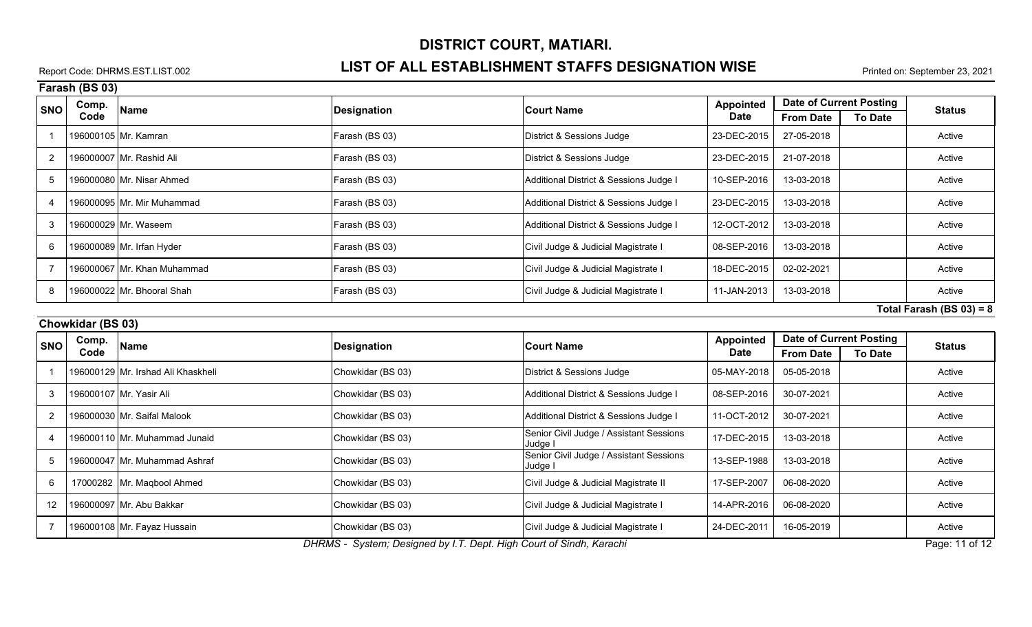# DISTRICT COURT, MATIARI.

## LIST OF ALL ESTABLISHMENT STAFFS DESIGNATION WISE

Report Code: DHRMS.EST.LIST.002

Printed on: September 23, 2021

### Farash (BS 03)

| SNO | Comp. Code | Name | Designation | Court Name | Appointed Date | Date of Current Posting | | Status |
|---|---|---|---|---|---|---|---|---|
| | | | | | | From Date | To Date | |
| 1 | 196000105 | Mr. Kamran | Farash (BS 03) | District & Sessions Judge | 23-DEC-2015 | 27-05-2018 | | Active |
| 2 | 196000007 | Mr. Rashid Ali | Farash (BS 03) | District & Sessions Judge | 23-DEC-2015 | 21-07-2018 | | Active |
| 5 | 196000080 | Mr. Nisar Ahmed | Farash (BS 03) | Additional District & Sessions Judge I | 10-SEP-2016 | 13-03-2018 | | Active |
| 4 | 196000095 | Mr. Mir Muhammad | Farash (BS 03) | Additional District & Sessions Judge I | 23-DEC-2015 | 13-03-2018 | | Active |
| 3 | 196000029 | Mr. Waseem | Farash (BS 03) | Additional District & Sessions Judge I | 12-OCT-2012 | 13-03-2018 | | Active |
| 6 | 196000089 | Mr. Irfan Hyder | Farash (BS 03) | Civil Judge & Judicial Magistrate I | 08-SEP-2016 | 13-03-2018 | | Active |
| 7 | 196000067 | Mr. Khan Muhammad | Farash (BS 03) | Civil Judge & Judicial Magistrate I | 18-DEC-2015 | 02-02-2021 | | Active |
| 8 | 196000022 | Mr. Bhooral Shah | Farash (BS 03) | Civil Judge & Judicial Magistrate I | 11-JAN-2013 | 13-03-2018 | | Active |

**Total Farash (BS 03) = 8**

### Chowkidar (BS 03)

| SNO | Comp. Code | Name | Designation | Court Name | Appointed Date | Date of Current Posting | | Status |
|---|---|---|---|---|---|---|---|---|
| | | | | | | From Date | To Date | |
| 1 | 196000129 | Mr. Irshad Ali Khaskheli | Chowkidar (BS 03) | District & Sessions Judge | 05-MAY-2018 | 05-05-2018 | | Active |
| 3 | 196000107 | Mr. Yasir Ali | Chowkidar (BS 03) | Additional District & Sessions Judge I | 08-SEP-2016 | 30-07-2021 | | Active |
| 2 | 196000030 | Mr. Saifal Malook | Chowkidar (BS 03) | Additional District & Sessions Judge I | 11-OCT-2012 | 30-07-2021 | | Active |
| 4 | 196000110 | Mr. Muhammad Junaid | Chowkidar (BS 03) | Senior Civil Judge / Assistant Sessions Judge I | 17-DEC-2015 | 13-03-2018 | | Active |
| 5 | 196000047 | Mr. Muhammad Ashraf | Chowkidar (BS 03) | Senior Civil Judge / Assistant Sessions Judge I | 13-SEP-1988 | 13-03-2018 | | Active |
| 6 | 17000282 | Mr. Maqbool Ahmed | Chowkidar (BS 03) | Civil Judge & Judicial Magistrate II | 17-SEP-2007 | 06-08-2020 | | Active |
| 12 | 196000097 | Mr. Abu Bakkar | Chowkidar (BS 03) | Civil Judge & Judicial Magistrate I | 14-APR-2016 | 06-08-2020 | | Active |
| 7 | 196000108 | Mr. Fayaz Hussain | Chowkidar (BS 03) | Civil Judge & Judicial Magistrate I | 24-DEC-2011 | 16-05-2019 | | Active |

*DHRMS - System; Designed by I.T. Dept. High Court of Sindh, Karachi*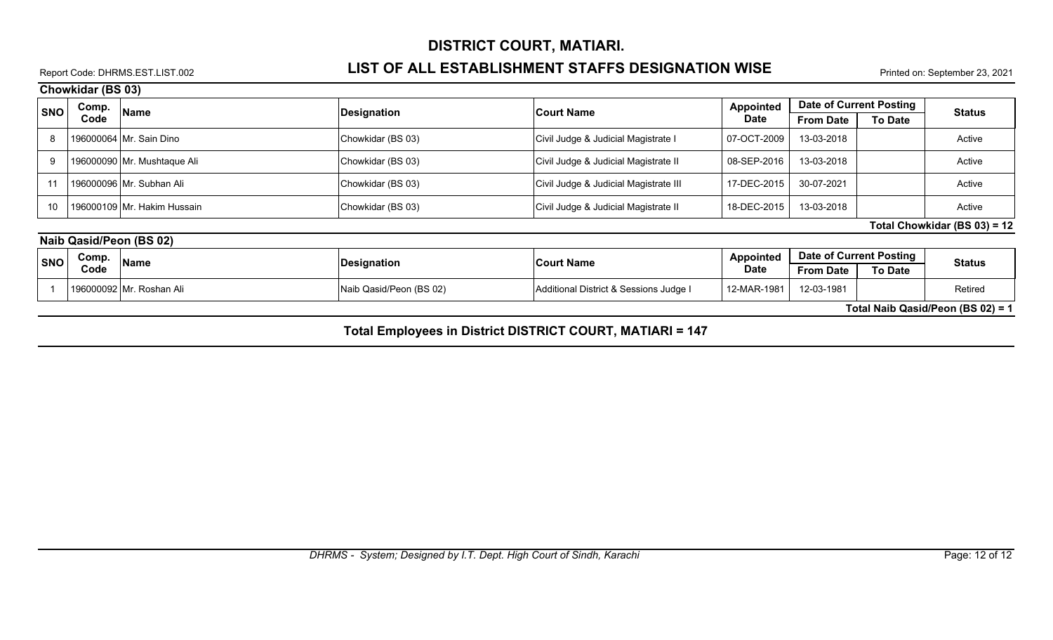# DISTRICT COURT, MATIARI.

## LIST OF ALL ESTABLISHMENT STAFFS DESIGNATION WISE

Report Code: DHRMS.EST.LIST.002

Printed on: September 23, 2021

### Chowkidar (BS 03)

| SNO | Comp. Code | Name | Designation | Court Name | Appointed Date | Date of Current Posting | | Status |
|---|---|---|---|---|---|---|---|---|
| | | | | | | From Date | To Date | |
| 8 | 196000064 | Mr. Sain Dino | Chowkidar (BS 03) | Civil Judge & Judicial Magistrate I | 07-OCT-2009 | 13-03-2018 | | Active |
| 9 | 196000090 | Mr. Mushtaque Ali | Chowkidar (BS 03) | Civil Judge & Judicial Magistrate II | 08-SEP-2016 | 13-03-2018 | | Active |
| 11 | 196000096 | Mr. Subhan Ali | Chowkidar (BS 03) | Civil Judge & Judicial Magistrate III | 17-DEC-2015 | 30-07-2021 | | Active |
| 10 | 196000109 | Mr. Hakim Hussain | Chowkidar (BS 03) | Civil Judge & Judicial Magistrate II | 18-DEC-2015 | 13-03-2018 | | Active |

**Total Chowkidar (BS 03) = 12**

### Naib Qasid/Peon (BS 02)

| SNO | Comp. Code | Name | Designation | Court Name | Appointed Date | Date of Current Posting | | Status |
|---|---|---|---|---|---|---|---|---|
| | | | | | | From Date | To Date | |
| 1 | 196000092 | Mr. Roshan Ali | Naib Qasid/Peon (BS 02) | Additional District & Sessions Judge I | 12-MAR-1981 | 12-03-1981 | | Retired |

**Total Naib Qasid/Peon (BS 02) = 1**

**Total Employees in District DISTRICT COURT, MATIARI = 147**

*DHRMS - System; Designed by I.T. Dept. High Court of Sindh, Karachi*